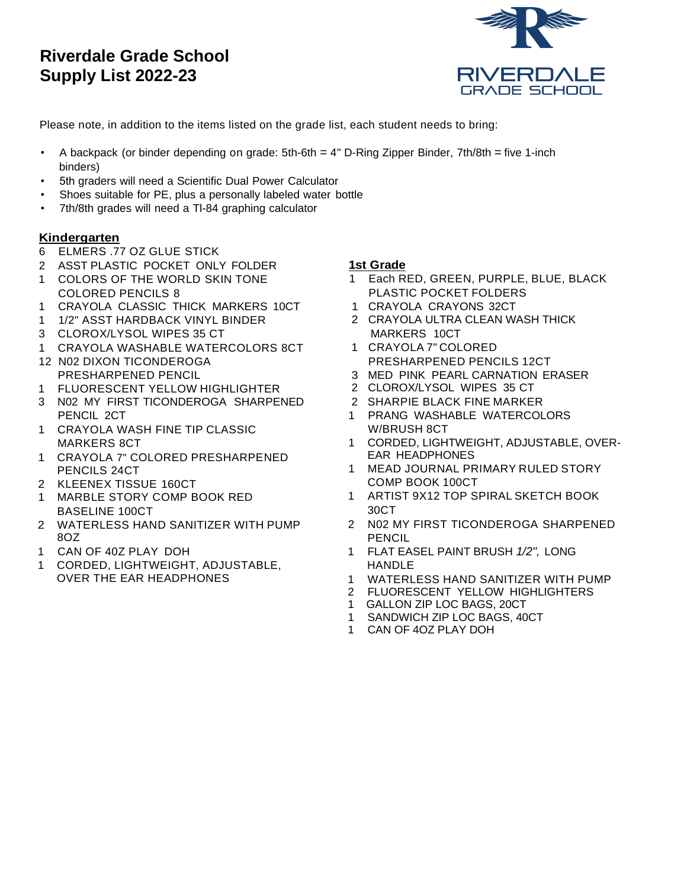# Riverdale Grade School
# Supply List 2022-23

Please note, in addition to the items listed on the grade list, each student needs to bring:

- A backpack (or binder depending on grade: 5th-6th = 4" D-Ring Zipper Binder, 7th/8th = five 1-inch binders)
- 5th graders will need a Scientific Dual Power Calculator
- Shoes suitable for PE, plus a personally labeled water bottle
- 7th/8th grades will need a TI-84 graphing calculator

## Kindergarten

- 6 ELMERS .77 OZ GLUE STICK
- 2 ASST PLASTIC POCKET ONLY FOLDER
- 1 COLORS OF THE WORLD SKIN TONE COLORED PENCILS 8
- 1 CRAYOLA CLASSIC THICK MARKERS 10CT
- 1 1/2" ASST HARDBACK VINYL BINDER
- 3 CLOROX/LYSOL WIPES 35 CT
- 1 CRAYOLA WASHABLE WATERCOLORS 8CT
- 12 N02 DIXON TICONDEROGA PRESHARPENED PENCIL
- 1 FLUORESCENT YELLOW HIGHLIGHTER
- 3 N02 MY FIRST TICONDEROGA SHARPENED PENCIL 2CT
- 1 CRAYOLA WASH FINE TIP CLASSIC MARKERS 8CT
- 1 CRAYOLA 7" COLORED PRESHARPENED PENCILS 24CT
- 2 KLEENEX TISSUE 160CT
- 1 MARBLE STORY COMP BOOK RED BASELINE 100CT
- 2 WATERLESS HAND SANITIZER WITH PUMP 8OZ
- 1 CAN OF 4OZ PLAY DOH
- 1 CORDED, LIGHTWEIGHT, ADJUSTABLE, OVER THE EAR HEADPHONES

## 1st Grade

- 1 Each RED, GREEN, PURPLE, BLUE, BLACK PLASTIC POCKET FOLDERS
- 1 CRAYOLA CRAYONS 32CT
- 2 CRAYOLA ULTRA CLEAN WASH THICK MARKERS 10CT
- 1 CRAYOLA 7" COLORED PRESHARPENED PENCILS 12CT
- 3 MED PINK PEARL CARNATION ERASER
- 2 CLOROX/LYSOL WIPES 35 CT
- 2 SHARPIE BLACK FINE MARKER
- 1 PRANG WASHABLE WATERCOLORS W/BRUSH 8CT
- 1 CORDED, LIGHTWEIGHT, ADJUSTABLE, OVER-EAR HEADPHONES
- 1 MEAD JOURNAL PRIMARY RULED STORY COMP BOOK 100CT
- 1 ARTIST 9X12 TOP SPIRAL SKETCH BOOK 30CT
- 2 N02 MY FIRST TICONDEROGA SHARPENED PENCIL
- 1 FLAT EASEL PAINT BRUSH *1/2",* LONG HANDLE
- 1 WATERLESS HAND SANITIZER WITH PUMP
- 2 FLUORESCENT YELLOW HIGHLIGHTERS
- 1 GALLON ZIP LOC BAGS, 20CT
- 1 SANDWICH ZIP LOC BAGS, 40CT
- 1 CAN OF 4OZ PLAY DOH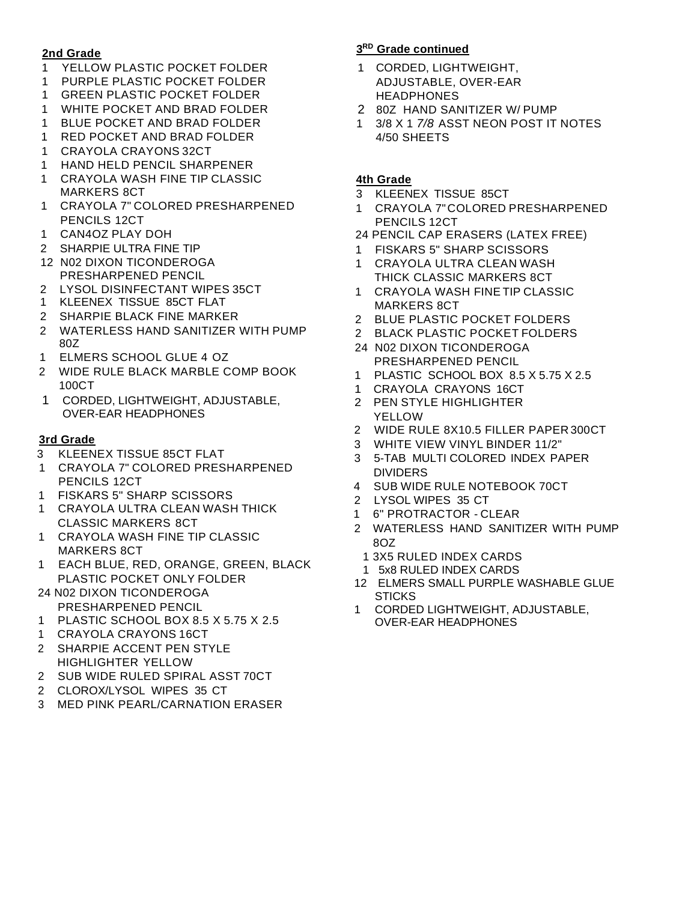## 2nd Grade

- 1 YELLOW PLASTIC POCKET FOLDER
- 1 PURPLE PLASTIC POCKET FOLDER
- 1 GREEN PLASTIC POCKET FOLDER
- 1 WHITE POCKET AND BRAD FOLDER
- 1 BLUE POCKET AND BRAD FOLDER
- 1 RED POCKET AND BRAD FOLDER
- 1 CRAYOLA CRAYONS 32CT
- 1 HAND HELD PENCIL SHARPENER
- 1 CRAYOLA WASH FINE TIP CLASSIC MARKERS 8CT
- 1 CRAYOLA 7" COLORED PRESHARPENED PENCILS 12CT
- 1 CAN4OZ PLAY DOH
- 2 SHARPIE ULTRA FINE TIP
- 12 N02 DIXON TICONDEROGA PRESHARPENED PENCIL
- 2 LYSOL DISINFECTANT WIPES 35CT
- 1 KLEENEX TISSUE 85CT FLAT
- 2 SHARPIE BLACK FINE MARKER
- 2 WATERLESS HAND SANITIZER WITH PUMP 80Z
- 1 ELMERS SCHOOL GLUE 4 OZ
- 2 WIDE RULE BLACK MARBLE COMP BOOK 100CT
- 1 CORDED, LIGHTWEIGHT, ADJUSTABLE, OVER-EAR HEADPHONES

## 3rd Grade

- 3 KLEENEX TISSUE 85CT FLAT
- 1 CRAYOLA 7" COLORED PRESHARPENED PENCILS 12CT
- 1 FISKARS 5" SHARP SCISSORS
- 1 CRAYOLA ULTRA CLEAN WASH THICK CLASSIC MARKERS 8CT
- 1 CRAYOLA WASH FINE TIP CLASSIC MARKERS 8CT
- 1 EACH BLUE, RED, ORANGE, GREEN, BLACK PLASTIC POCKET ONLY FOLDER
- 24 N02 DIXON TICONDEROGA PRESHARPENED PENCIL
- 1 PLASTIC SCHOOL BOX 8.5 X 5.75 X 2.5
- 1 CRAYOLA CRAYONS 16CT
- 2 SHARPIE ACCENT PEN STYLE HIGHLIGHTER YELLOW
- 2 SUB WIDE RULED SPIRAL ASST 70CT
- 2 CLOROX/LYSOL WIPES 35 CT
- 3 MED PINK PEARL/CARNATION ERASER

## 3RD Grade continued

- 1 CORDED, LIGHTWEIGHT, ADJUSTABLE, OVER-EAR HEADPHONES
- 2 80Z HAND SANITIZER W/ PUMP
- 1 3/8 X 1 *7/8* ASST NEON POST IT NOTES 4/50 SHEETS

## 4th Grade

- 3 KLEENEX TISSUE 85CT
- 1 CRAYOLA 7" COLORED PRESHARPENED PENCILS 12CT
- 24 PENCIL CAP ERASERS (LATEX FREE)
- 1 FISKARS 5" SHARP SCISSORS
- 1 CRAYOLA ULTRA CLEAN WASH THICK CLASSIC MARKERS 8CT
- 1 CRAYOLA WASH FINE TIP CLASSIC MARKERS 8CT
- 2 BLUE PLASTIC POCKET FOLDERS
- 2 BLACK PLASTIC POCKET FOLDERS
- 24 N02 DIXON TICONDEROGA PRESHARPENED PENCIL
- 1 PLASTIC SCHOOL BOX 8.5 X 5.75 X 2.5
- 1 CRAYOLA CRAYONS 16CT
- 2 PEN STYLE HIGHLIGHTER YELLOW
- 2 WIDE RULE 8X10.5 FILLER PAPER 300CT
- 3 WHITE VIEW VINYL BINDER 11/2"
- 3 5-TAB MULTI COLORED INDEX PAPER DIVIDERS
- 4 SUB WIDE RULE NOTEBOOK 70CT
- 2 LYSOL WIPES 35 CT
- 1 6" PROTRACTOR - CLEAR
- 2 WATERLESS HAND SANITIZER WITH PUMP 8OZ
- 1 3X5 RULED INDEX CARDS
- 1 5x8 RULED INDEX CARDS
- 12 ELMERS SMALL PURPLE WASHABLE GLUE STICKS
- 1 CORDED LIGHTWEIGHT, ADJUSTABLE, OVER-EAR HEADPHONES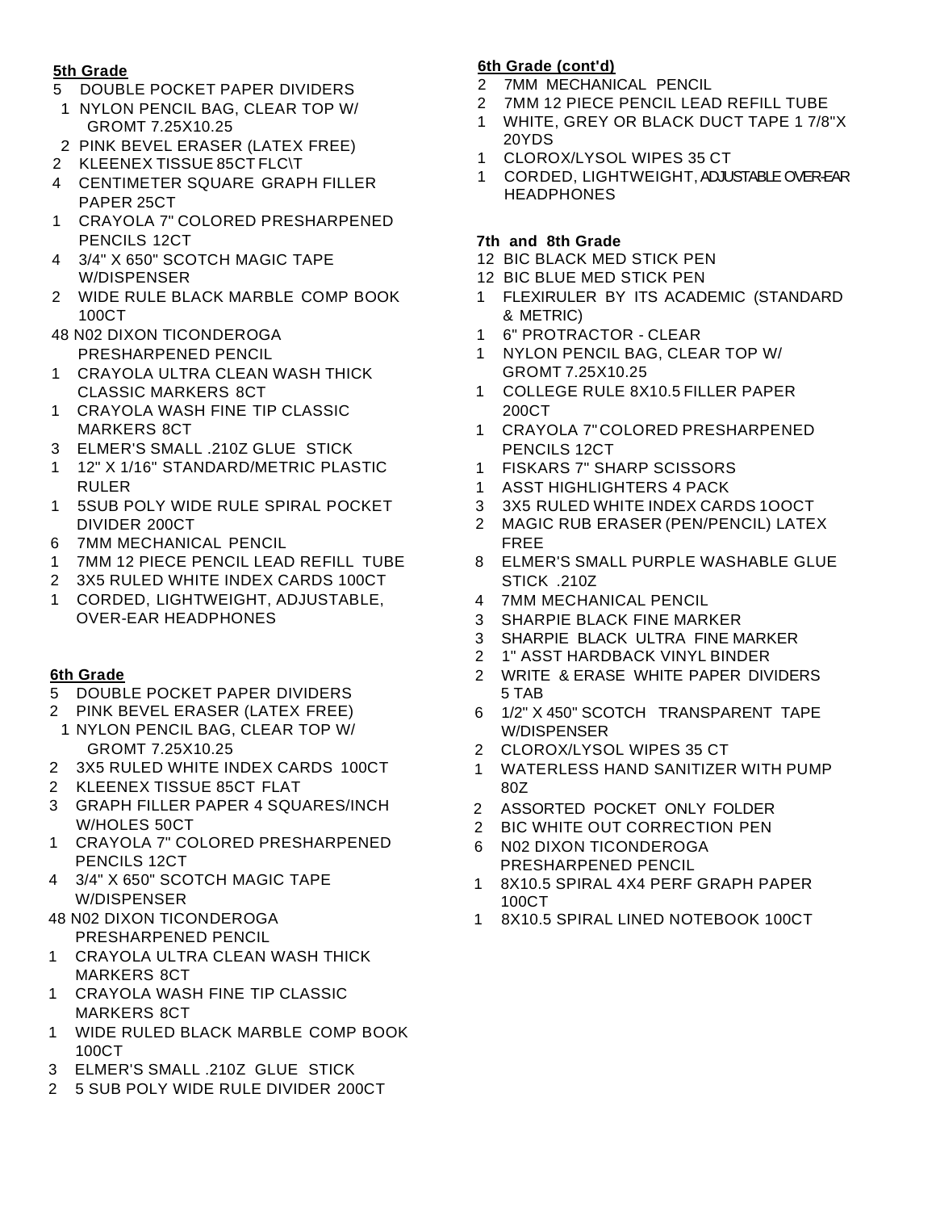**5th Grade**

- 5 DOUBLE POCKET PAPER DIVIDERS
- 1 NYLON PENCIL BAG, CLEAR TOP W/ GROMT 7.25X10.25
- 2 PINK BEVEL ERASER (LATEX FREE)
- 2 KLEENEX TISSUE 85CT FLC\T
- 4 CENTIMETER SQUARE GRAPH FILLER PAPER 25CT
- 1 CRAYOLA 7" COLORED PRESHARPENED PENCILS 12CT
- 4 3/4" X 650" SCOTCH MAGIC TAPE W/DISPENSER
- 2 WIDE RULE BLACK MARBLE COMP BOOK 100CT
- 48 N02 DIXON TICONDEROGA PRESHARPENED PENCIL
- 1 CRAYOLA ULTRA CLEAN WASH THICK CLASSIC MARKERS 8CT
- 1 CRAYOLA WASH FINE TIP CLASSIC MARKERS 8CT
- 3 ELMER'S SMALL .210Z GLUE STICK
- 1 12" X 1/16" STANDARD/METRIC PLASTIC RULER
- 1 5SUB POLY WIDE RULE SPIRAL POCKET DIVIDER 200CT
- 6 7MM MECHANICAL PENCIL
- 1 7MM 12 PIECE PENCIL LEAD REFILL TUBE
- 2 3X5 RULED WHITE INDEX CARDS 100CT
- 1 CORDED, LIGHTWEIGHT, ADJUSTABLE, OVER-EAR HEADPHONES

**6th Grade**

- 5 DOUBLE POCKET PAPER DIVIDERS
- 2 PINK BEVEL ERASER (LATEX FREE)
- 1 NYLON PENCIL BAG, CLEAR TOP W/ GROMT 7.25X10.25
- 2 3X5 RULED WHITE INDEX CARDS 100CT
- 2 KLEENEX TISSUE 85CT FLAT
- 3 GRAPH FILLER PAPER 4 SQUARES/INCH W/HOLES 50CT
- 1 CRAYOLA 7" COLORED PRESHARPENED PENCILS 12CT
- 4 3/4" X 650" SCOTCH MAGIC TAPE W/DISPENSER
- 48 N02 DIXON TICONDEROGA PRESHARPENED PENCIL
- 1 CRAYOLA ULTRA CLEAN WASH THICK MARKERS 8CT
- 1 CRAYOLA WASH FINE TIP CLASSIC MARKERS 8CT
- 1 WIDE RULED BLACK MARBLE COMP BOOK 100CT
- 3 ELMER'S SMALL .210Z GLUE STICK
- 2 5 SUB POLY WIDE RULE DIVIDER 200CT

**6th Grade (cont'd)**

- 2 7MM MECHANICAL PENCIL
- 2 7MM 12 PIECE PENCIL LEAD REFILL TUBE
- 1 WHITE, GREY OR BLACK DUCT TAPE 1 7/8"X 20YDS
- 1 CLOROX/LYSOL WIPES 35 CT
- 1 CORDED, LIGHTWEIGHT, ADJUSTABLE OVER-EAR HEADPHONES

**7th and 8th Grade**

- 12 BIC BLACK MED STICK PEN
- 12 BIC BLUE MED STICK PEN
- 1 FLEXIRULER BY ITS ACADEMIC (STANDARD & METRIC)
- 1 6" PROTRACTOR - CLEAR
- 1 NYLON PENCIL BAG, CLEAR TOP W/ GROMT 7.25X10.25
- 1 COLLEGE RULE 8X10.5 FILLER PAPER 200CT
- 1 CRAYOLA 7" COLORED PRESHARPENED PENCILS 12CT
- 1 FISKARS 7" SHARP SCISSORS
- 1 ASST HIGHLIGHTERS 4 PACK
- 3 3X5 RULED WHITE INDEX CARDS 1OOCT
- 2 MAGIC RUB ERASER (PEN/PENCIL) LATEX FREE
- 8 ELMER'S SMALL PURPLE WASHABLE GLUE STICK .210Z
- 4 7MM MECHANICAL PENCIL
- 3 SHARPIE BLACK FINE MARKER
- 3 SHARPIE BLACK ULTRA FINE MARKER
- 2 1" ASST HARDBACK VINYL BINDER
- 2 WRITE & ERASE WHITE PAPER DIVIDERS 5 TAB
- 6 1/2" X 450" SCOTCH TRANSPARENT TAPE W/DISPENSER
- 2 CLOROX/LYSOL WIPES 35 CT
- 1 WATERLESS HAND SANITIZER WITH PUMP 80Z
- 2 ASSORTED POCKET ONLY FOLDER
- 2 BIC WHITE OUT CORRECTION PEN
- 6 N02 DIXON TICONDEROGA PRESHARPENED PENCIL
- 1 8X10.5 SPIRAL 4X4 PERF GRAPH PAPER 100CT
- 1 8X10.5 SPIRAL LINED NOTEBOOK 100CT